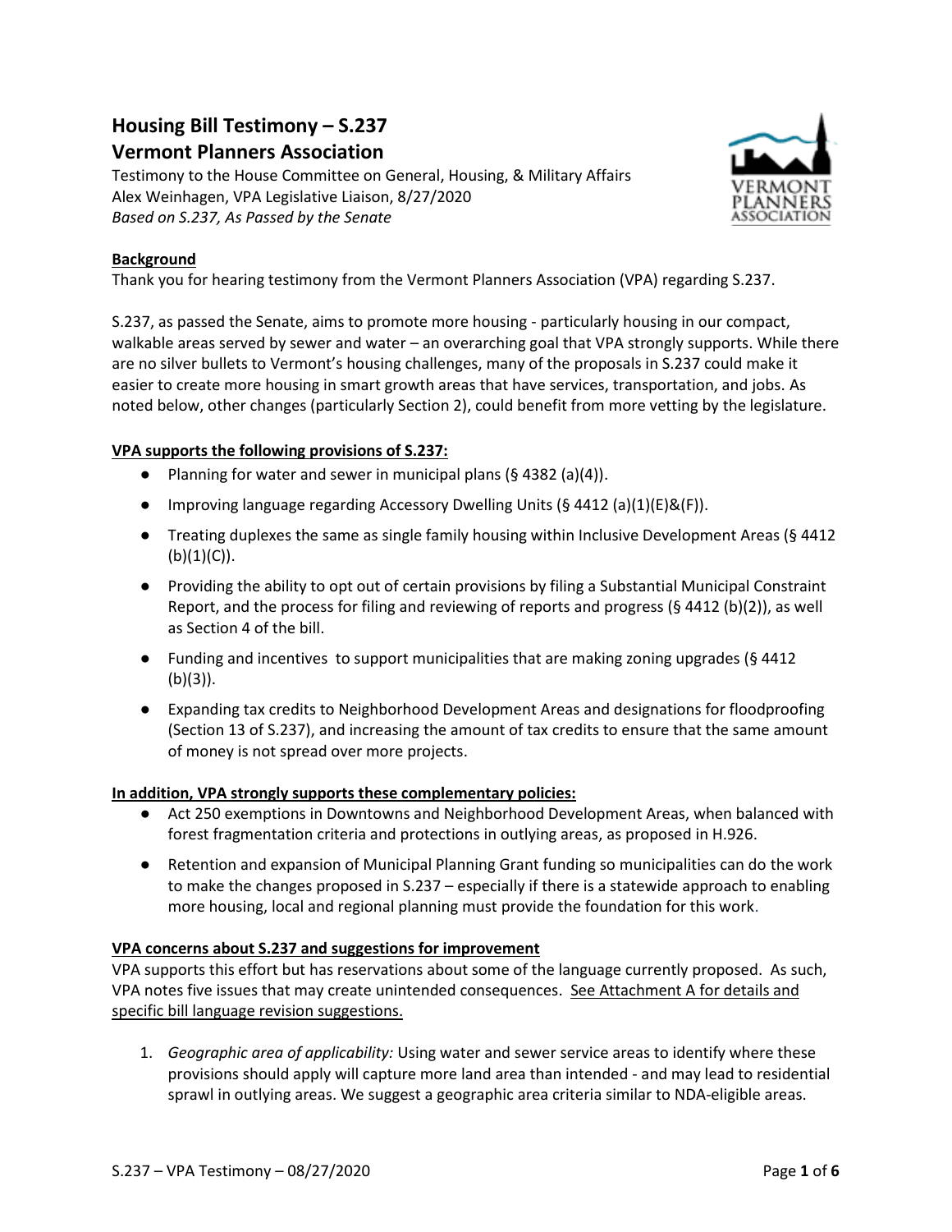# Housing Bill Testimony – S.237
# Vermont Planners Association

Testimony to the House Committee on General, Housing, & Military Affairs
Alex Weinhagen, VPA Legislative Liaison, 8/27/2020
*Based on S.237, As Passed by the Senate*

**Background**

Thank you for hearing testimony from the Vermont Planners Association (VPA) regarding S.237.

S.237, as passed the Senate, aims to promote more housing - particularly housing in our compact, walkable areas served by sewer and water – an overarching goal that VPA strongly supports. While there are no silver bullets to Vermont's housing challenges, many of the proposals in S.237 could make it easier to create more housing in smart growth areas that have services, transportation, and jobs. As noted below, other changes (particularly Section 2), could benefit from more vetting by the legislature.

**VPA supports the following provisions of S.237:**

- Planning for water and sewer in municipal plans (§ 4382 (a)(4)).
- Improving language regarding Accessory Dwelling Units (§ 4412 (a)(1)(E)&(F)).
- Treating duplexes the same as single family housing within Inclusive Development Areas (§ 4412 (b)(1)(C)).
- Providing the ability to opt out of certain provisions by filing a Substantial Municipal Constraint Report, and the process for filing and reviewing of reports and progress (§ 4412 (b)(2)), as well as Section 4 of the bill.
- Funding and incentives to support municipalities that are making zoning upgrades (§ 4412 (b)(3)).
- Expanding tax credits to Neighborhood Development Areas and designations for floodproofing (Section 13 of S.237), and increasing the amount of tax credits to ensure that the same amount of money is not spread over more projects.

**In addition, VPA strongly supports these complementary policies:**

- Act 250 exemptions in Downtowns and Neighborhood Development Areas, when balanced with forest fragmentation criteria and protections in outlying areas, as proposed in H.926.
- Retention and expansion of Municipal Planning Grant funding so municipalities can do the work to make the changes proposed in S.237 – especially if there is a statewide approach to enabling more housing, local and regional planning must provide the foundation for this work.

**VPA concerns about S.237 and suggestions for improvement**

VPA supports this effort but has reservations about some of the language currently proposed. As such, VPA notes five issues that may create unintended consequences. See Attachment A for details and specific bill language revision suggestions.

1. *Geographic area of applicability:* Using water and sewer service areas to identify where these provisions should apply will capture more land area than intended - and may lead to residential sprawl in outlying areas. We suggest a geographic area criteria similar to NDA-eligible areas.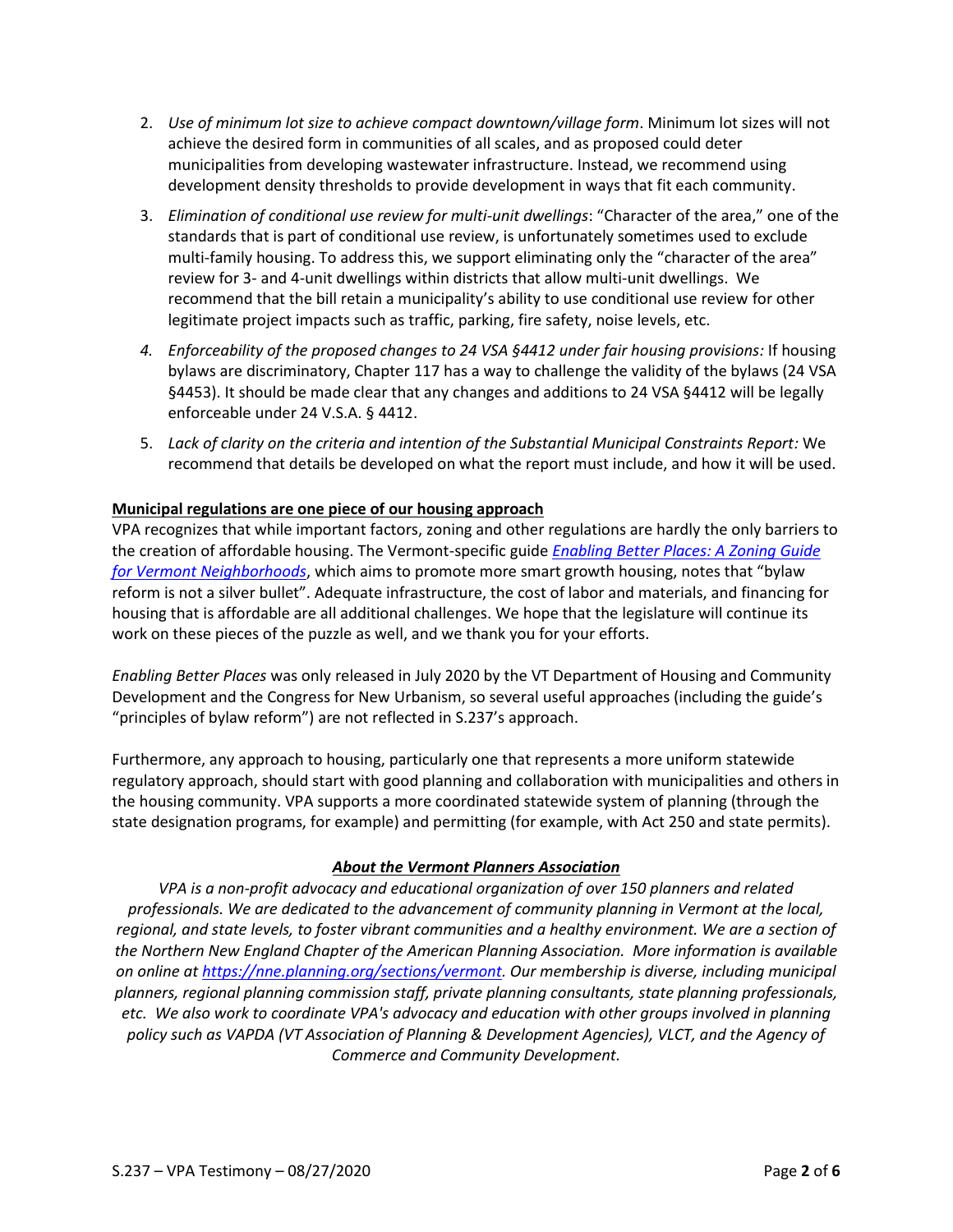2. *Use of minimum lot size to achieve compact downtown/village form*. Minimum lot sizes will not achieve the desired form in communities of all scales, and as proposed could deter municipalities from developing wastewater infrastructure. Instead, we recommend using development density thresholds to provide development in ways that fit each community.
3. *Elimination of conditional use review for multi-unit dwellings*: "Character of the area," one of the standards that is part of conditional use review, is unfortunately sometimes used to exclude multi-family housing. To address this, we support eliminating only the "character of the area" review for 3- and 4-unit dwellings within districts that allow multi-unit dwellings. We recommend that the bill retain a municipality's ability to use conditional use review for other legitimate project impacts such as traffic, parking, fire safety, noise levels, etc.
4. *Enforceability of the proposed changes to 24 VSA §4412 under fair housing provisions:* If housing bylaws are discriminatory, Chapter 117 has a way to challenge the validity of the bylaws (24 VSA §4453). It should be made clear that any changes and additions to 24 VSA §4412 will be legally enforceable under 24 V.S.A. § 4412.
5. *Lack of clarity on the criteria and intention of the Substantial Municipal Constraints Report:* We recommend that details be developed on what the report must include, and how it will be used.

**Municipal regulations are one piece of our housing approach**

VPA recognizes that while important factors, zoning and other regulations are hardly the only barriers to the creation of affordable housing. The Vermont-specific guide *Enabling Better Places: A Zoning Guide for Vermont Neighborhoods*, which aims to promote more smart growth housing, notes that "bylaw reform is not a silver bullet". Adequate infrastructure, the cost of labor and materials, and financing for housing that is affordable are all additional challenges. We hope that the legislature will continue its work on these pieces of the puzzle as well, and we thank you for your efforts.

*Enabling Better Places* was only released in July 2020 by the VT Department of Housing and Community Development and the Congress for New Urbanism, so several useful approaches (including the guide's "principles of bylaw reform") are not reflected in S.237's approach.

Furthermore, any approach to housing, particularly one that represents a more uniform statewide regulatory approach, should start with good planning and collaboration with municipalities and others in the housing community. VPA supports a more coordinated statewide system of planning (through the state designation programs, for example) and permitting (for example, with Act 250 and state permits).

***About the Vermont Planners Association***

*VPA is a non-profit advocacy and educational organization of over 150 planners and related professionals. We are dedicated to the advancement of community planning in Vermont at the local, regional, and state levels, to foster vibrant communities and a healthy environment. We are a section of the Northern New England Chapter of the American Planning Association. More information is available on online at https://nne.planning.org/sections/vermont. Our membership is diverse, including municipal planners, regional planning commission staff, private planning consultants, state planning professionals, etc. We also work to coordinate VPA's advocacy and education with other groups involved in planning policy such as VAPDA (VT Association of Planning & Development Agencies), VLCT, and the Agency of Commerce and Community Development.*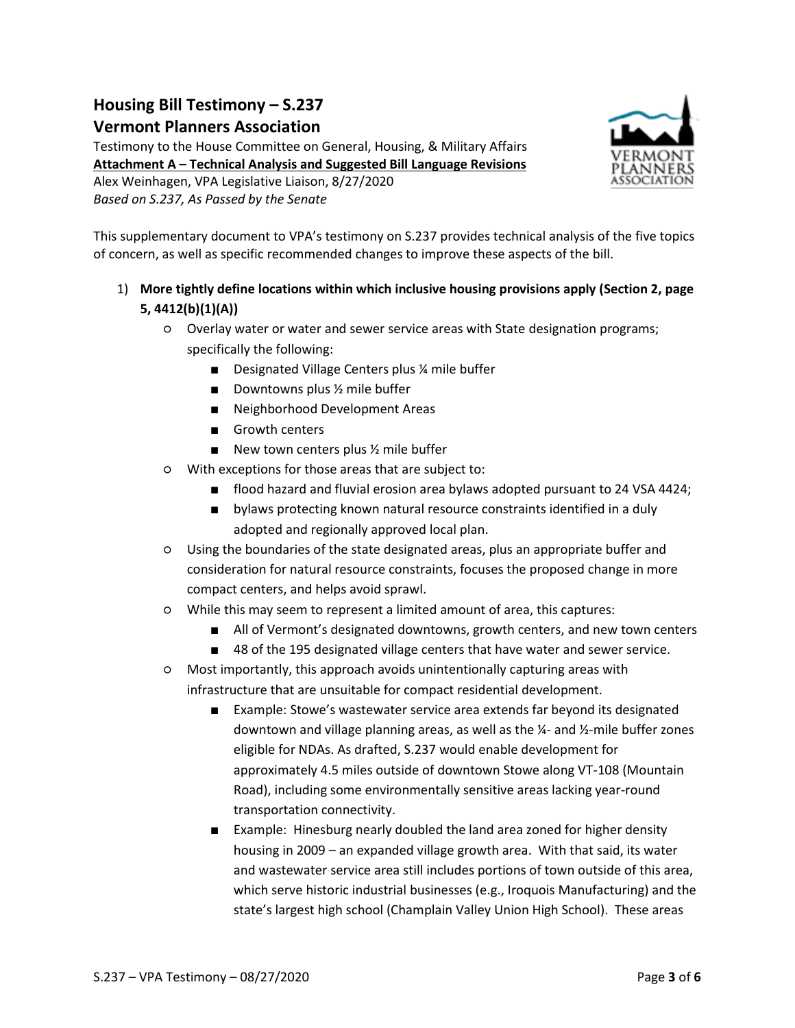## Housing Bill Testimony – S.237
## Vermont Planners Association

Testimony to the House Committee on General, Housing, & Military Affairs
**Attachment A – Technical Analysis and Suggested Bill Language Revisions**
Alex Weinhagen, VPA Legislative Liaison, 8/27/2020
*Based on S.237, As Passed by the Senate*

This supplementary document to VPA's testimony on S.237 provides technical analysis of the five topics of concern, as well as specific recommended changes to improve these aspects of the bill.

1) **More tightly define locations within which inclusive housing provisions apply (Section 2, page 5, 4412(b)(1)(A))**
   - Overlay water or water and sewer service areas with State designation programs; specifically the following:
     - Designated Village Centers plus ¼ mile buffer
     - Downtowns plus ½ mile buffer
     - Neighborhood Development Areas
     - Growth centers
     - New town centers plus ½ mile buffer
   - With exceptions for those areas that are subject to:
     - flood hazard and fluvial erosion area bylaws adopted pursuant to 24 VSA 4424;
     - bylaws protecting known natural resource constraints identified in a duly adopted and regionally approved local plan.
   - Using the boundaries of the state designated areas, plus an appropriate buffer and consideration for natural resource constraints, focuses the proposed change in more compact centers, and helps avoid sprawl.
   - While this may seem to represent a limited amount of area, this captures:
     - All of Vermont's designated downtowns, growth centers, and new town centers
     - 48 of the 195 designated village centers that have water and sewer service.
   - Most importantly, this approach avoids unintentionally capturing areas with infrastructure that are unsuitable for compact residential development.
     - Example: Stowe's wastewater service area extends far beyond its designated downtown and village planning areas, as well as the ¼- and ½-mile buffer zones eligible for NDAs. As drafted, S.237 would enable development for approximately 4.5 miles outside of downtown Stowe along VT-108 (Mountain Road), including some environmentally sensitive areas lacking year-round transportation connectivity.
     - Example: Hinesburg nearly doubled the land area zoned for higher density housing in 2009 – an expanded village growth area. With that said, its water and wastewater service area still includes portions of town outside of this area, which serve historic industrial businesses (e.g., Iroquois Manufacturing) and the state's largest high school (Champlain Valley Union High School). These areas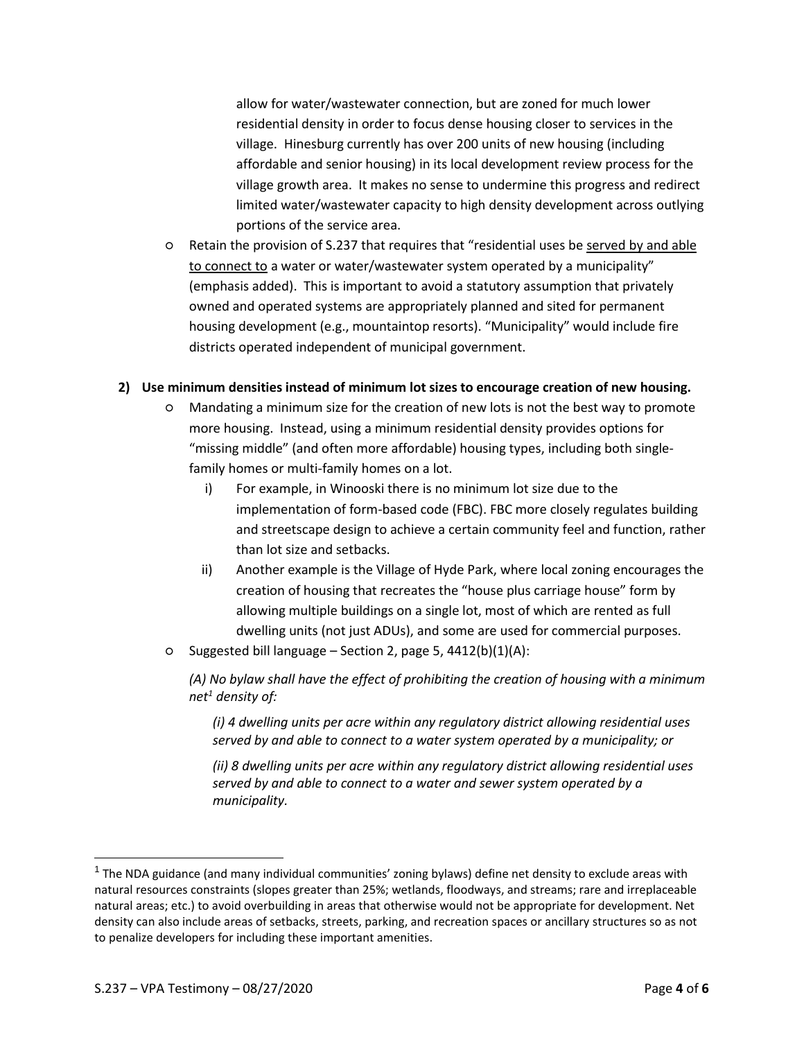allow for water/wastewater connection, but are zoned for much lower residential density in order to focus dense housing closer to services in the village. Hinesburg currently has over 200 units of new housing (including affordable and senior housing) in its local development review process for the village growth area. It makes no sense to undermine this progress and redirect limited water/wastewater capacity to high density development across outlying portions of the service area.

- Retain the provision of S.237 that requires that "residential uses be <u>served by and able to connect to</u> a water or water/wastewater system operated by a municipality" (emphasis added). This is important to avoid a statutory assumption that privately owned and operated systems are appropriately planned and sited for permanent housing development (e.g., mountaintop resorts). "Municipality" would include fire districts operated independent of municipal government.

**2) Use minimum densities instead of minimum lot sizes to encourage creation of new housing.**

- Mandating a minimum size for the creation of new lots is not the best way to promote more housing. Instead, using a minimum residential density provides options for "missing middle" (and often more affordable) housing types, including both single-family homes or multi-family homes on a lot.
  - i) For example, in Winooski there is no minimum lot size due to the implementation of form-based code (FBC). FBC more closely regulates building and streetscape design to achieve a certain community feel and function, rather than lot size and setbacks.
  - ii) Another example is the Village of Hyde Park, where local zoning encourages the creation of housing that recreates the "house plus carriage house" form by allowing multiple buildings on a single lot, most of which are rented as full dwelling units (not just ADUs), and some are used for commercial purposes.
- Suggested bill language – Section 2, page 5, 4412(b)(1)(A):

  *(A) No bylaw shall have the effect of prohibiting the creation of housing with a minimum net[1] density of:*

  *(i) 4 dwelling units per acre within any regulatory district allowing residential uses served by and able to connect to a water system operated by a municipality; or*

  *(ii) 8 dwelling units per acre within any regulatory district allowing residential uses served by and able to connect to a water and sewer system operated by a municipality.*

---

[1] The NDA guidance (and many individual communities' zoning bylaws) define net density to exclude areas with natural resources constraints (slopes greater than 25%; wetlands, floodways, and streams; rare and irreplaceable natural areas; etc.) to avoid overbuilding in areas that otherwise would not be appropriate for development. Net density can also include areas of setbacks, streets, parking, and recreation spaces or ancillary structures so as not to penalize developers for including these important amenities.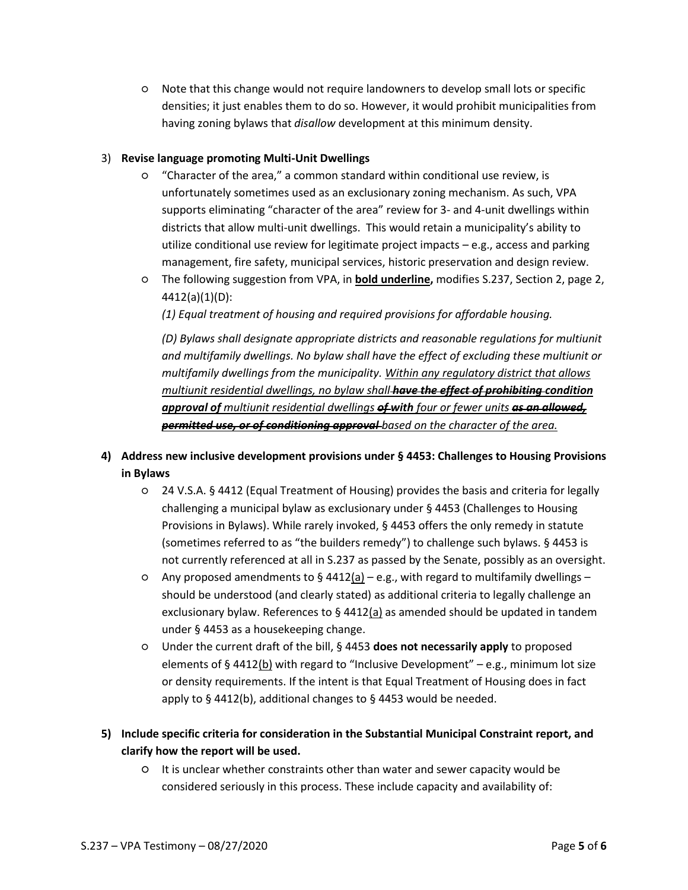- Note that this change would not require landowners to develop small lots or specific densities; it just enables them to do so. However, it would prohibit municipalities from having zoning bylaws that *disallow* development at this minimum density.

3) **Revise language promoting Multi-Unit Dwellings**
   - "Character of the area," a common standard within conditional use review, is unfortunately sometimes used as an exclusionary zoning mechanism. As such, VPA supports eliminating "character of the area" review for 3- and 4-unit dwellings within districts that allow multi-unit dwellings. This would retain a municipality's ability to utilize conditional use review for legitimate project impacts – e.g., access and parking management, fire safety, municipal services, historic preservation and design review.
   - The following suggestion from VPA, in **<u>bold underline</u>,** modifies S.237, Section 2, page 2, 4412(a)(1)(D):

     *(1) Equal treatment of housing and required provisions for affordable housing.*

     *(D) Bylaws shall designate appropriate districts and reasonable regulations for multiunit and multifamily dwellings. No bylaw shall have the effect of excluding these multiunit or multifamily dwellings from the municipality. <u>Within any regulatory district that allows multiunit residential dwellings, no bylaw shall</u> ~~**have the effect of prohibiting**~~ **<u>condition approval of</u>** <u>multiunit residential dwellings</u> ~~**of**~~ **<u>with</u>** <u>four or fewer units</u> ~~**as an allowed, permitted use, or of conditioning approval**~~ <u>based on the character of the area.</u>*

4) **Address new inclusive development provisions under § 4453: Challenges to Housing Provisions in Bylaws**
   - 24 V.S.A. § 4412 (Equal Treatment of Housing) provides the basis and criteria for legally challenging a municipal bylaw as exclusionary under § 4453 (Challenges to Housing Provisions in Bylaws). While rarely invoked, § 4453 offers the only remedy in statute (sometimes referred to as "the builders remedy") to challenge such bylaws. § 4453 is not currently referenced at all in S.237 as passed by the Senate, possibly as an oversight.
   - Any proposed amendments to § 4412<u>(a)</u> – e.g., with regard to multifamily dwellings – should be understood (and clearly stated) as additional criteria to legally challenge an exclusionary bylaw. References to § 4412<u>(a)</u> as amended should be updated in tandem under § 4453 as a housekeeping change.
   - Under the current draft of the bill, § 4453 **does not necessarily apply** to proposed elements of § 4412<u>(b)</u> with regard to "Inclusive Development" – e.g., minimum lot size or density requirements. If the intent is that Equal Treatment of Housing does in fact apply to § 4412(b), additional changes to § 4453 would be needed.

5) **Include specific criteria for consideration in the Substantial Municipal Constraint report, and clarify how the report will be used.**
   - It is unclear whether constraints other than water and sewer capacity would be considered seriously in this process. These include capacity and availability of: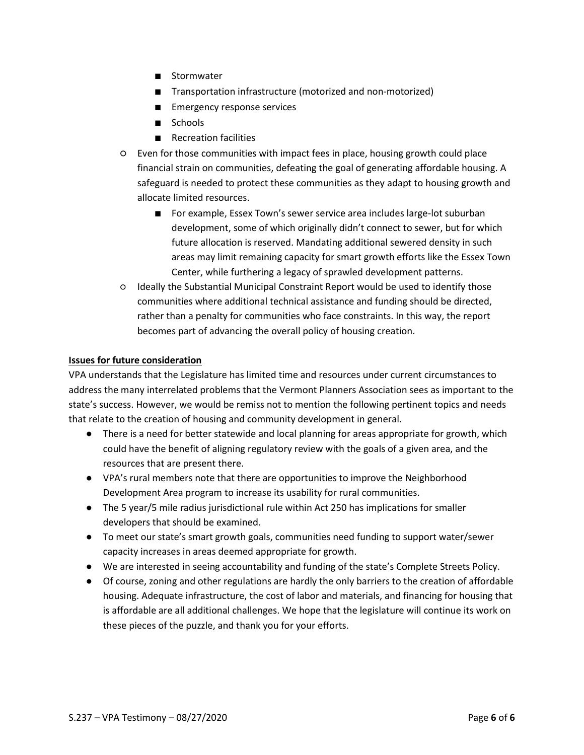- Stormwater
        - Transportation infrastructure (motorized and non-motorized)
        - Emergency response services
        - Schools
        - Recreation facilities
    - Even for those communities with impact fees in place, housing growth could place financial strain on communities, defeating the goal of generating affordable housing. A safeguard is needed to protect these communities as they adapt to housing growth and allocate limited resources.
        - For example, Essex Town's sewer service area includes large-lot suburban development, some of which originally didn't connect to sewer, but for which future allocation is reserved. Mandating additional sewered density in such areas may limit remaining capacity for smart growth efforts like the Essex Town Center, while furthering a legacy of sprawled development patterns.
    - Ideally the Substantial Municipal Constraint Report would be used to identify those communities where additional technical assistance and funding should be directed, rather than a penalty for communities who face constraints. In this way, the report becomes part of advancing the overall policy of housing creation.

**Issues for future consideration**

VPA understands that the Legislature has limited time and resources under current circumstances to address the many interrelated problems that the Vermont Planners Association sees as important to the state's success. However, we would be remiss not to mention the following pertinent topics and needs that relate to the creation of housing and community development in general.

- There is a need for better statewide and local planning for areas appropriate for growth, which could have the benefit of aligning regulatory review with the goals of a given area, and the resources that are present there.
- VPA's rural members note that there are opportunities to improve the Neighborhood Development Area program to increase its usability for rural communities.
- The 5 year/5 mile radius jurisdictional rule within Act 250 has implications for smaller developers that should be examined.
- To meet our state's smart growth goals, communities need funding to support water/sewer capacity increases in areas deemed appropriate for growth.
- We are interested in seeing accountability and funding of the state's Complete Streets Policy.
- Of course, zoning and other regulations are hardly the only barriers to the creation of affordable housing. Adequate infrastructure, the cost of labor and materials, and financing for housing that is affordable are all additional challenges. We hope that the legislature will continue its work on these pieces of the puzzle, and thank you for your efforts.